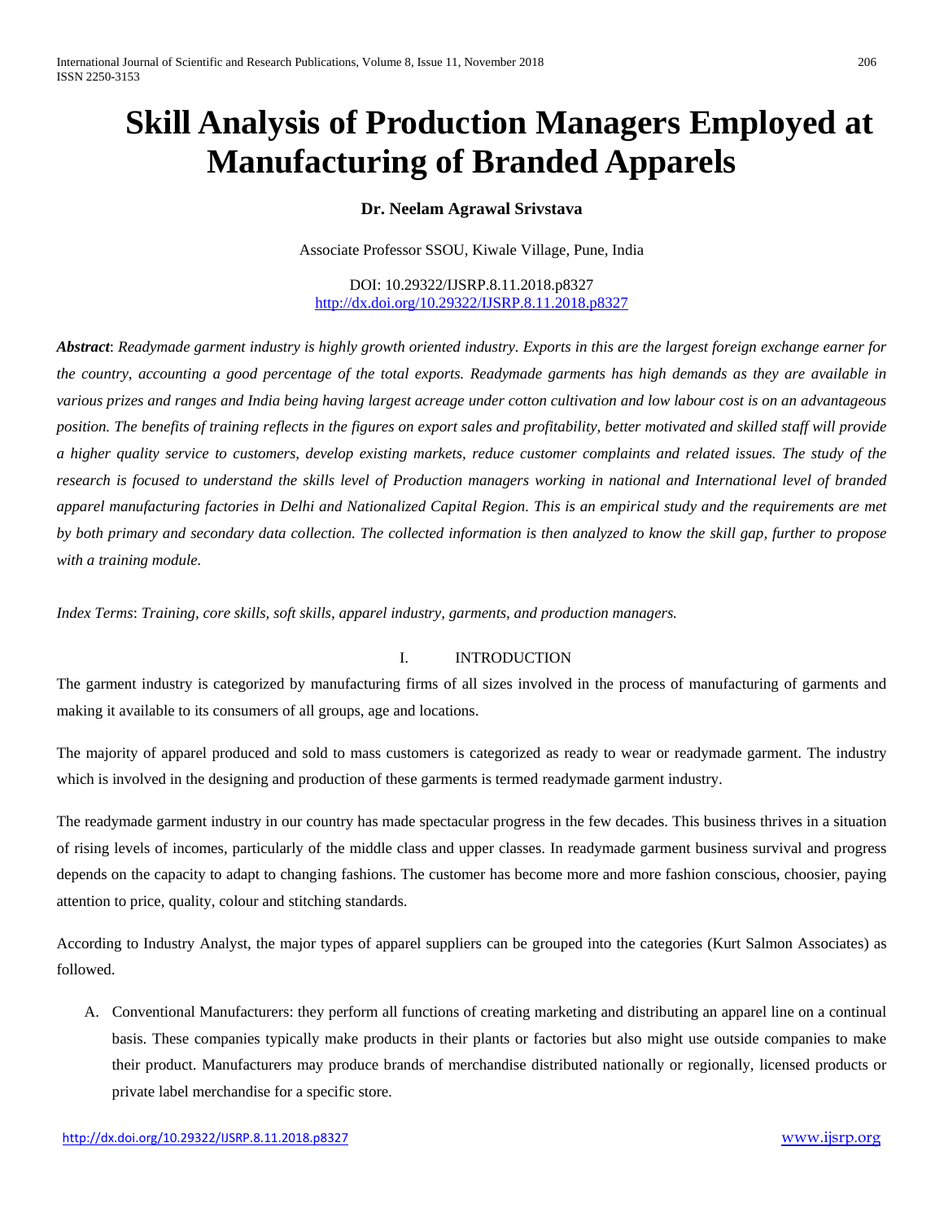# Skill Analysis of Production Managers Employed at Manufacturing of Branded Apparels

**Dr. Neelam Agrawal Srivstava**

Associate Professor SSOU, Kiwale Village, Pune, India

DOI: 10.29322/IJSRP.8.11.2018.p8327
http://dx.doi.org/10.29322/IJSRP.8.11.2018.p8327

***Abstract***: *Readymade garment industry is highly growth oriented industry. Exports in this are the largest foreign exchange earner for the country, accounting a good percentage of the total exports. Readymade garments has high demands as they are available in various prizes and ranges and India being having largest acreage under cotton cultivation and low labour cost is on an advantageous position. The benefits of training reflects in the figures on export sales and profitability, better motivated and skilled staff will provide a higher quality service to customers, develop existing markets, reduce customer complaints and related issues. The study of the research is focused to understand the skills level of Production managers working in national and International level of branded apparel manufacturing factories in Delhi and Nationalized Capital Region. This is an empirical study and the requirements are met by both primary and secondary data collection. The collected information is then analyzed to know the skill gap, further to propose with a training module.*

*Index Terms*: *Training, core skills, soft skills, apparel industry, garments, and production managers.*

## I. INTRODUCTION

The garment industry is categorized by manufacturing firms of all sizes involved in the process of manufacturing of garments and making it available to its consumers of all groups, age and locations.

The majority of apparel produced and sold to mass customers is categorized as ready to wear or readymade garment. The industry which is involved in the designing and production of these garments is termed readymade garment industry.

The readymade garment industry in our country has made spectacular progress in the few decades. This business thrives in a situation of rising levels of incomes, particularly of the middle class and upper classes. In readymade garment business survival and progress depends on the capacity to adapt to changing fashions. The customer has become more and more fashion conscious, choosier, paying attention to price, quality, colour and stitching standards.

According to Industry Analyst, the major types of apparel suppliers can be grouped into the categories (Kurt Salmon Associates) as followed.

A. Conventional Manufacturers: they perform all functions of creating marketing and distributing an apparel line on a continual basis. These companies typically make products in their plants or factories but also might use outside companies to make their product. Manufacturers may produce brands of merchandise distributed nationally or regionally, licensed products or private label merchandise for a specific store.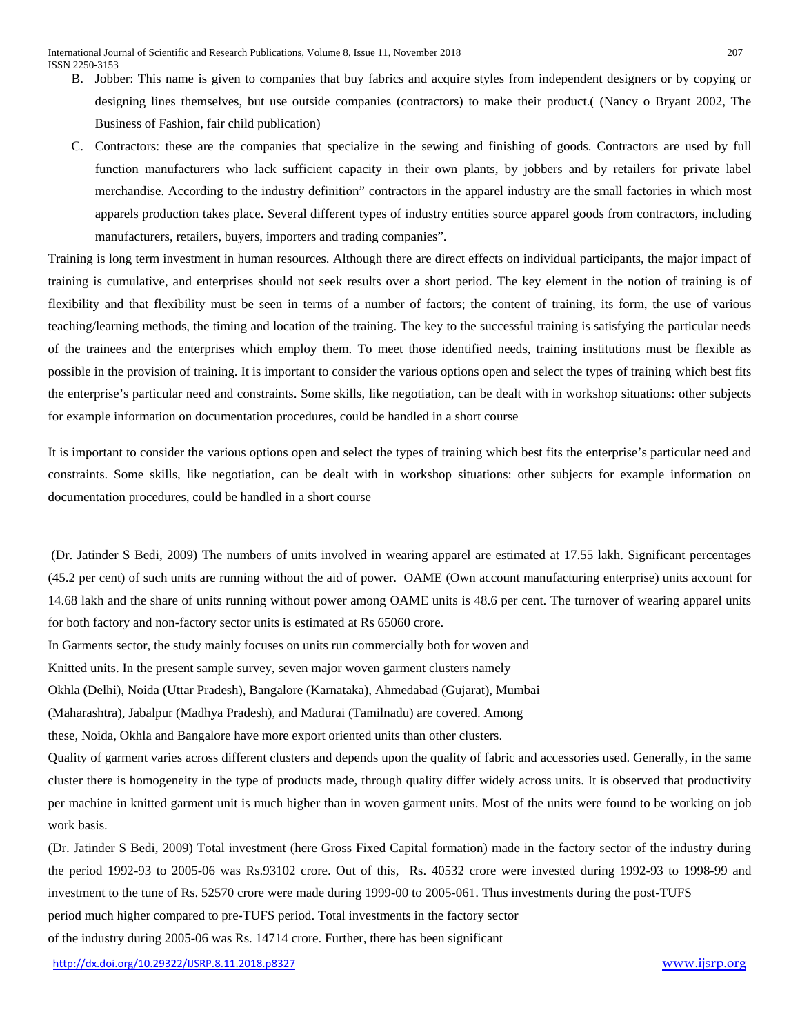B. Jobber: This name is given to companies that buy fabrics and acquire styles from independent designers or by copying or designing lines themselves, but use outside companies (contractors) to make their product.( (Nancy o Bryant 2002, The Business of Fashion, fair child publication)

C. Contractors: these are the companies that specialize in the sewing and finishing of goods. Contractors are used by full function manufacturers who lack sufficient capacity in their own plants, by jobbers and by retailers for private label merchandise. According to the industry definition" contractors in the apparel industry are the small factories in which most apparels production takes place. Several different types of industry entities source apparel goods from contractors, including manufacturers, retailers, buyers, importers and trading companies".

Training is long term investment in human resources. Although there are direct effects on individual participants, the major impact of training is cumulative, and enterprises should not seek results over a short period. The key element in the notion of training is of flexibility and that flexibility must be seen in terms of a number of factors; the content of training, its form, the use of various teaching/learning methods, the timing and location of the training. The key to the successful training is satisfying the particular needs of the trainees and the enterprises which employ them. To meet those identified needs, training institutions must be flexible as possible in the provision of training. It is important to consider the various options open and select the types of training which best fits the enterprise's particular need and constraints. Some skills, like negotiation, can be dealt with in workshop situations: other subjects for example information on documentation procedures, could be handled in a short course

It is important to consider the various options open and select the types of training which best fits the enterprise's particular need and constraints. Some skills, like negotiation, can be dealt with in workshop situations: other subjects for example information on documentation procedures, could be handled in a short course

(Dr. Jatinder S Bedi, 2009) The numbers of units involved in wearing apparel are estimated at 17.55 lakh. Significant percentages (45.2 per cent) of such units are running without the aid of power. OAME (Own account manufacturing enterprise) units account for 14.68 lakh and the share of units running without power among OAME units is 48.6 per cent. The turnover of wearing apparel units for both factory and non-factory sector units is estimated at Rs 65060 crore.

In Garments sector, the study mainly focuses on units run commercially both for woven and Knitted units. In the present sample survey, seven major woven garment clusters namely Okhla (Delhi), Noida (Uttar Pradesh), Bangalore (Karnataka), Ahmedabad (Gujarat), Mumbai (Maharashtra), Jabalpur (Madhya Pradesh), and Madurai (Tamilnadu) are covered. Among these, Noida, Okhla and Bangalore have more export oriented units than other clusters.

Quality of garment varies across different clusters and depends upon the quality of fabric and accessories used. Generally, in the same cluster there is homogeneity in the type of products made, through quality differ widely across units. It is observed that productivity per machine in knitted garment unit is much higher than in woven garment units. Most of the units were found to be working on job work basis.

(Dr. Jatinder S Bedi, 2009) Total investment (here Gross Fixed Capital formation) made in the factory sector of the industry during the period 1992-93 to 2005-06 was Rs.93102 crore. Out of this, Rs. 40532 crore were invested during 1992-93 to 1998-99 and investment to the tune of Rs. 52570 crore were made during 1999-00 to 2005-061. Thus investments during the post-TUFS period much higher compared to pre-TUFS period. Total investments in the factory sector of the industry during 2005-06 was Rs. 14714 crore. Further, there has been significant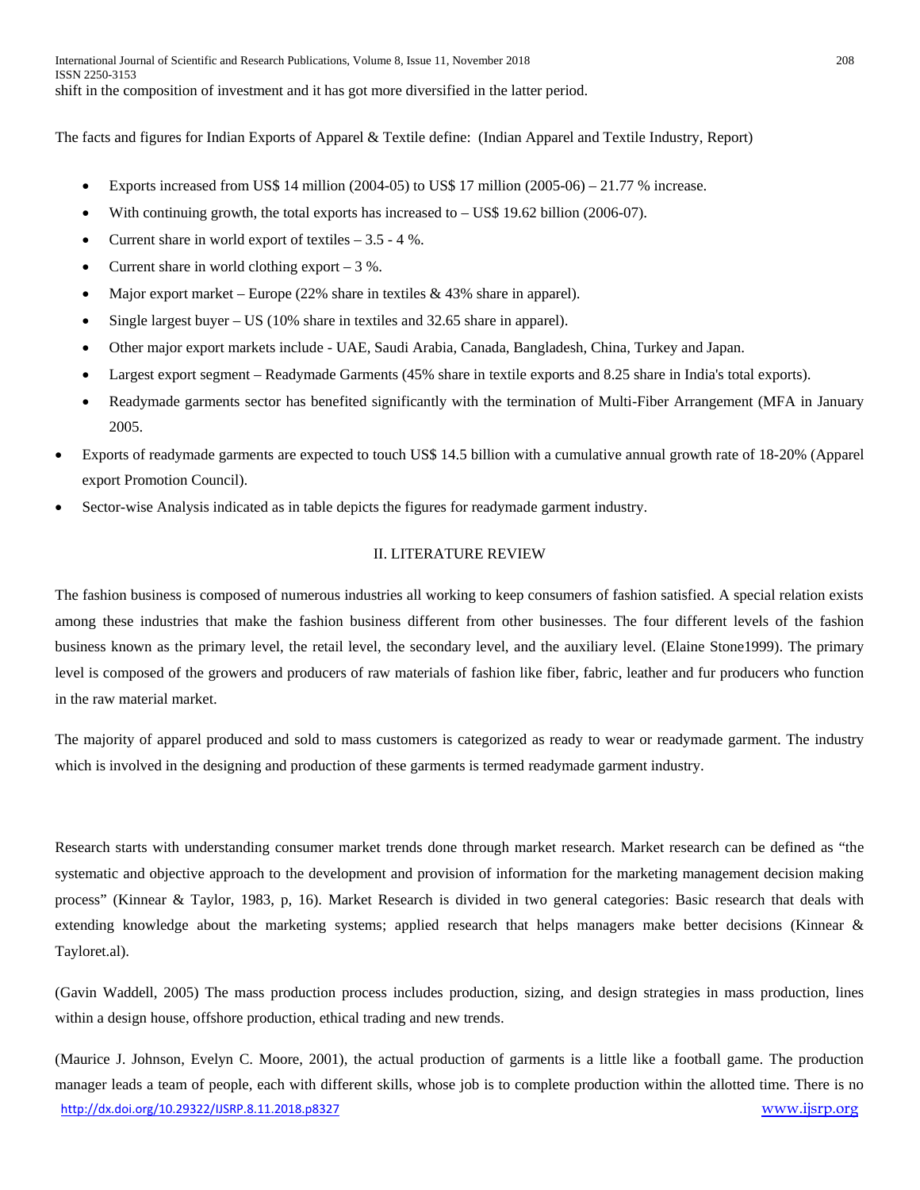shift in the composition of investment and it has got more diversified in the latter period.

The facts and figures for Indian Exports of Apparel & Textile define: (Indian Apparel and Textile Industry, Report)

- Exports increased from US$ 14 million (2004-05) to US$ 17 million (2005-06) – 21.77 % increase.
- With continuing growth, the total exports has increased to – US$ 19.62 billion (2006-07).
- Current share in world export of textiles – 3.5 - 4 %.
- Current share in world clothing export – 3 %.
- Major export market – Europe (22% share in textiles & 43% share in apparel).
- Single largest buyer – US (10% share in textiles and 32.65 share in apparel).
- Other major export markets include - UAE, Saudi Arabia, Canada, Bangladesh, China, Turkey and Japan.
- Largest export segment – Readymade Garments (45% share in textile exports and 8.25 share in India's total exports).
- Readymade garments sector has benefited significantly with the termination of Multi-Fiber Arrangement (MFA in January 2005.

- Exports of readymade garments are expected to touch US$ 14.5 billion with a cumulative annual growth rate of 18-20% (Apparel export Promotion Council).
- Sector-wise Analysis indicated as in table depicts the figures for readymade garment industry.

## II. LITERATURE REVIEW

The fashion business is composed of numerous industries all working to keep consumers of fashion satisfied. A special relation exists among these industries that make the fashion business different from other businesses. The four different levels of the fashion business known as the primary level, the retail level, the secondary level, and the auxiliary level. (Elaine Stone1999). The primary level is composed of the growers and producers of raw materials of fashion like fiber, fabric, leather and fur producers who function in the raw material market.

The majority of apparel produced and sold to mass customers is categorized as ready to wear or readymade garment. The industry which is involved in the designing and production of these garments is termed readymade garment industry.

Research starts with understanding consumer market trends done through market research. Market research can be defined as "the systematic and objective approach to the development and provision of information for the marketing management decision making process" (Kinnear & Taylor, 1983, p, 16). Market Research is divided in two general categories: Basic research that deals with extending knowledge about the marketing systems; applied research that helps managers make better decisions (Kinnear & Tayloret.al).

(Gavin Waddell, 2005) The mass production process includes production, sizing, and design strategies in mass production, lines within a design house, offshore production, ethical trading and new trends.

(Maurice J. Johnson, Evelyn C. Moore, 2001), the actual production of garments is a little like a football game. The production manager leads a team of people, each with different skills, whose job is to complete production within the allotted time. There is no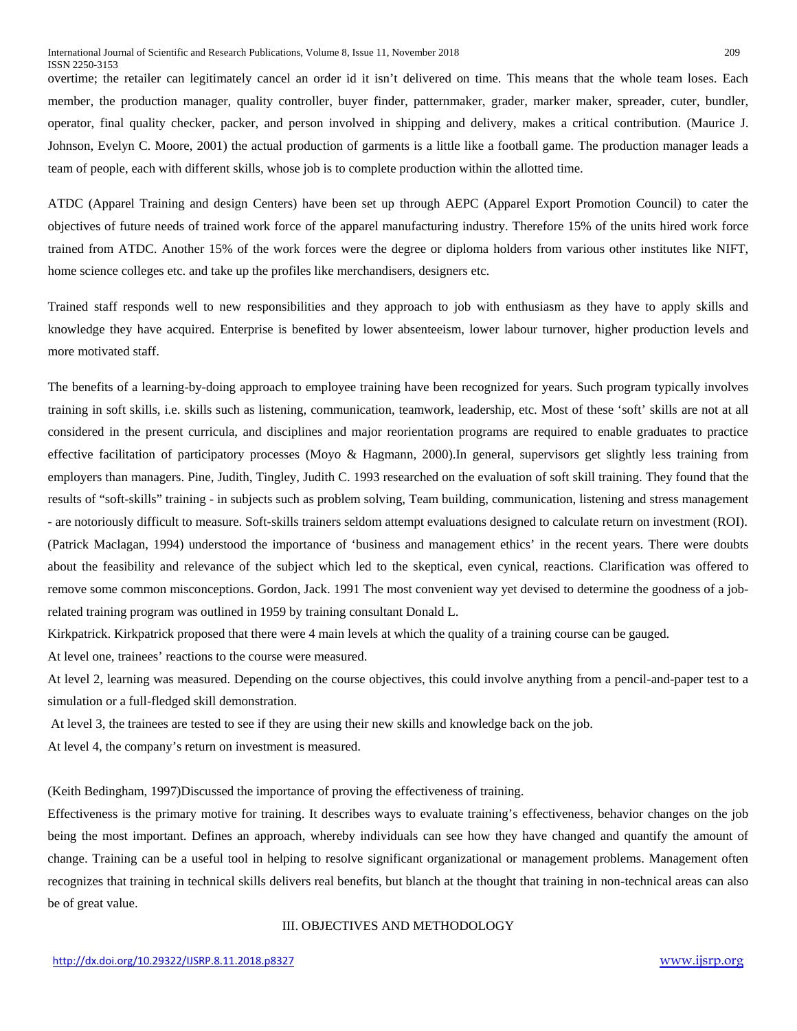overtime; the retailer can legitimately cancel an order id it isn't delivered on time. This means that the whole team loses. Each member, the production manager, quality controller, buyer finder, patternmaker, grader, marker maker, spreader, cuter, bundler, operator, final quality checker, packer, and person involved in shipping and delivery, makes a critical contribution. (Maurice J. Johnson, Evelyn C. Moore, 2001) the actual production of garments is a little like a football game. The production manager leads a team of people, each with different skills, whose job is to complete production within the allotted time.

ATDC (Apparel Training and design Centers) have been set up through AEPC (Apparel Export Promotion Council) to cater the objectives of future needs of trained work force of the apparel manufacturing industry. Therefore 15% of the units hired work force trained from ATDC. Another 15% of the work forces were the degree or diploma holders from various other institutes like NIFT, home science colleges etc. and take up the profiles like merchandisers, designers etc.

Trained staff responds well to new responsibilities and they approach to job with enthusiasm as they have to apply skills and knowledge they have acquired. Enterprise is benefited by lower absenteeism, lower labour turnover, higher production levels and more motivated staff.

The benefits of a learning-by-doing approach to employee training have been recognized for years. Such program typically involves training in soft skills, i.e. skills such as listening, communication, teamwork, leadership, etc. Most of these 'soft' skills are not at all considered in the present curricula, and disciplines and major reorientation programs are required to enable graduates to practice effective facilitation of participatory processes (Moyo & Hagmann, 2000).In general, supervisors get slightly less training from employers than managers. Pine, Judith, Tingley, Judith C. 1993 researched on the evaluation of soft skill training. They found that the results of "soft-skills" training - in subjects such as problem solving, Team building, communication, listening and stress management - are notoriously difficult to measure. Soft-skills trainers seldom attempt evaluations designed to calculate return on investment (ROI). (Patrick Maclagan, 1994) understood the importance of 'business and management ethics' in the recent years. There were doubts about the feasibility and relevance of the subject which led to the skeptical, even cynical, reactions. Clarification was offered to remove some common misconceptions. Gordon, Jack. 1991 The most convenient way yet devised to determine the goodness of a job-related training program was outlined in 1959 by training consultant Donald L.

Kirkpatrick. Kirkpatrick proposed that there were 4 main levels at which the quality of a training course can be gauged.

At level one, trainees' reactions to the course were measured.

At level 2, learning was measured. Depending on the course objectives, this could involve anything from a pencil-and-paper test to a simulation or a full-fledged skill demonstration.

At level 3, the trainees are tested to see if they are using their new skills and knowledge back on the job.

At level 4, the company's return on investment is measured.

(Keith Bedingham, 1997)Discussed the importance of proving the effectiveness of training.

Effectiveness is the primary motive for training. It describes ways to evaluate training's effectiveness, behavior changes on the job being the most important. Defines an approach, whereby individuals can see how they have changed and quantify the amount of change. Training can be a useful tool in helping to resolve significant organizational or management problems. Management often recognizes that training in technical skills delivers real benefits, but blanch at the thought that training in non-technical areas can also be of great value.

## III. OBJECTIVES AND METHODOLOGY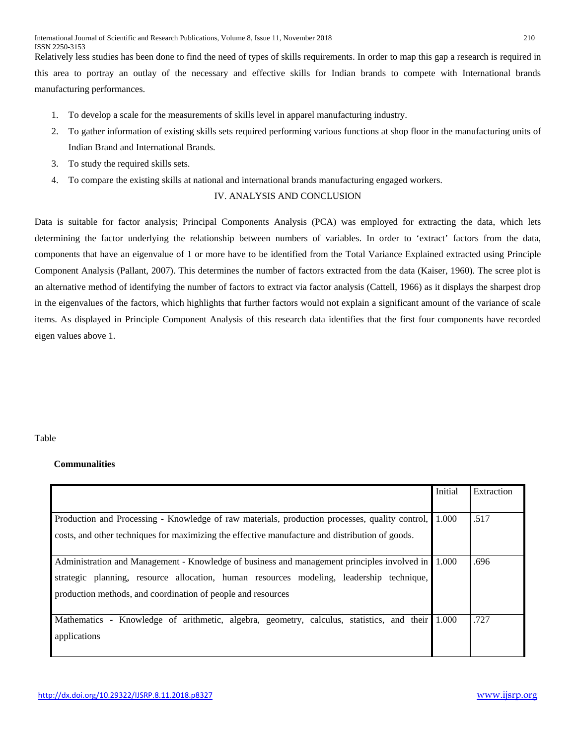Relatively less studies has been done to find the need of types of skills requirements. In order to map this gap a research is required in this area to portray an outlay of the necessary and effective skills for Indian brands to compete with International brands manufacturing performances.

1. To develop a scale for the measurements of skills level in apparel manufacturing industry.
2. To gather information of existing skills sets required performing various functions at shop floor in the manufacturing units of Indian Brand and International Brands.
3. To study the required skills sets.
4. To compare the existing skills at national and international brands manufacturing engaged workers.

## IV. ANALYSIS AND CONCLUSION

Data is suitable for factor analysis; Principal Components Analysis (PCA) was employed for extracting the data, which lets determining the factor underlying the relationship between numbers of variables. In order to 'extract' factors from the data, components that have an eigenvalue of 1 or more have to be identified from the Total Variance Explained extracted using Principle Component Analysis (Pallant, 2007). This determines the number of factors extracted from the data (Kaiser, 1960). The scree plot is an alternative method of identifying the number of factors to extract via factor analysis (Cattell, 1966) as it displays the sharpest drop in the eigenvalues of the factors, which highlights that further factors would not explain a significant amount of the variance of scale items. As displayed in Principle Component Analysis of this research data identifies that the first four components have recorded eigen values above 1.

Table

**Communalities**

| | Initial | Extraction |
|---|---|---|
| Production and Processing - Knowledge of raw materials, production processes, quality control, costs, and other techniques for maximizing the effective manufacture and distribution of goods. | 1.000 | .517 |
| Administration and Management - Knowledge of business and management principles involved in strategic planning, resource allocation, human resources modeling, leadership technique, production methods, and coordination of people and resources | 1.000 | .696 |
| Mathematics - Knowledge of arithmetic, algebra, geometry, calculus, statistics, and their applications | 1.000 | .727 |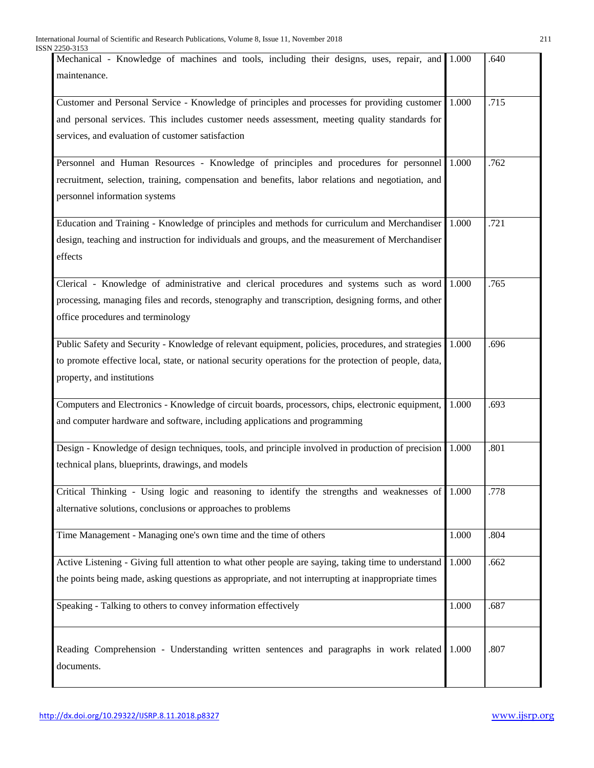| | | |
|---|---|---|
| Mechanical - Knowledge of machines and tools, including their designs, uses, repair, and maintenance. | 1.000 | .640 |
| Customer and Personal Service - Knowledge of principles and processes for providing customer and personal services. This includes customer needs assessment, meeting quality standards for services, and evaluation of customer satisfaction | 1.000 | .715 |
| Personnel and Human Resources - Knowledge of principles and procedures for personnel recruitment, selection, training, compensation and benefits, labor relations and negotiation, and personnel information systems | 1.000 | .762 |
| Education and Training - Knowledge of principles and methods for curriculum and Merchandiser design, teaching and instruction for individuals and groups, and the measurement of Merchandiser effects | 1.000 | .721 |
| Clerical - Knowledge of administrative and clerical procedures and systems such as word processing, managing files and records, stenography and transcription, designing forms, and other office procedures and terminology | 1.000 | .765 |
| Public Safety and Security - Knowledge of relevant equipment, policies, procedures, and strategies to promote effective local, state, or national security operations for the protection of people, data, property, and institutions | 1.000 | .696 |
| Computers and Electronics - Knowledge of circuit boards, processors, chips, electronic equipment, and computer hardware and software, including applications and programming | 1.000 | .693 |
| Design - Knowledge of design techniques, tools, and principle involved in production of precision technical plans, blueprints, drawings, and models | 1.000 | .801 |
| Critical Thinking - Using logic and reasoning to identify the strengths and weaknesses of alternative solutions, conclusions or approaches to problems | 1.000 | .778 |
| Time Management - Managing one's own time and the time of others | 1.000 | .804 |
| Active Listening - Giving full attention to what other people are saying, taking time to understand the points being made, asking questions as appropriate, and not interrupting at inappropriate times | 1.000 | .662 |
| Speaking - Talking to others to convey information effectively | 1.000 | .687 |
| Reading Comprehension - Understanding written sentences and paragraphs in work related documents. | 1.000 | .807 |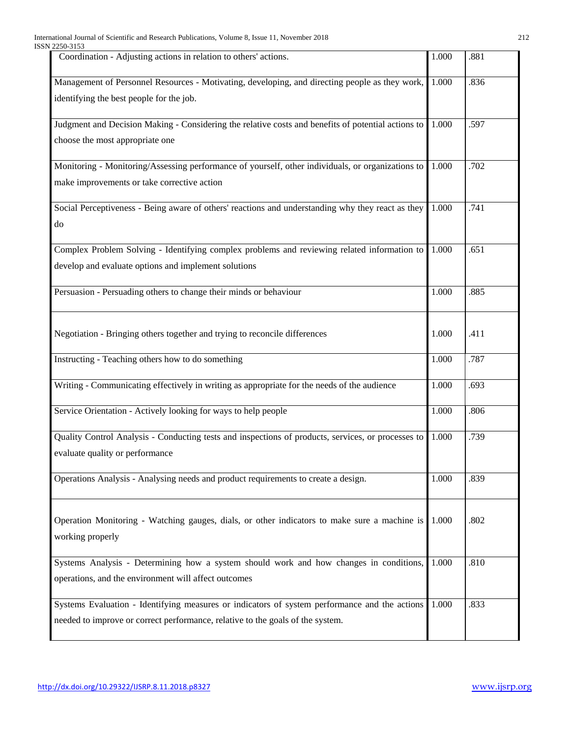| | | |
|---|---|---|
| Coordination - Adjusting actions in relation to others' actions. | 1.000 | .881 |
| Management of Personnel Resources - Motivating, developing, and directing people as they work, identifying the best people for the job. | 1.000 | .836 |
| Judgment and Decision Making - Considering the relative costs and benefits of potential actions to choose the most appropriate one | 1.000 | .597 |
| Monitoring - Monitoring/Assessing performance of yourself, other individuals, or organizations to make improvements or take corrective action | 1.000 | .702 |
| Social Perceptiveness - Being aware of others' reactions and understanding why they react as they do | 1.000 | .741 |
| Complex Problem Solving - Identifying complex problems and reviewing related information to develop and evaluate options and implement solutions | 1.000 | .651 |
| Persuasion - Persuading others to change their minds or behaviour | 1.000 | .885 |
| Negotiation - Bringing others together and trying to reconcile differences | 1.000 | .411 |
| Instructing - Teaching others how to do something | 1.000 | .787 |
| Writing - Communicating effectively in writing as appropriate for the needs of the audience | 1.000 | .693 |
| Service Orientation - Actively looking for ways to help people | 1.000 | .806 |
| Quality Control Analysis - Conducting tests and inspections of products, services, or processes to evaluate quality or performance | 1.000 | .739 |
| Operations Analysis - Analysing needs and product requirements to create a design. | 1.000 | .839 |
| Operation Monitoring - Watching gauges, dials, or other indicators to make sure a machine is working properly | 1.000 | .802 |
| Systems Analysis - Determining how a system should work and how changes in conditions, operations, and the environment will affect outcomes | 1.000 | .810 |
| Systems Evaluation - Identifying measures or indicators of system performance and the actions needed to improve or correct performance, relative to the goals of the system. | 1.000 | .833 |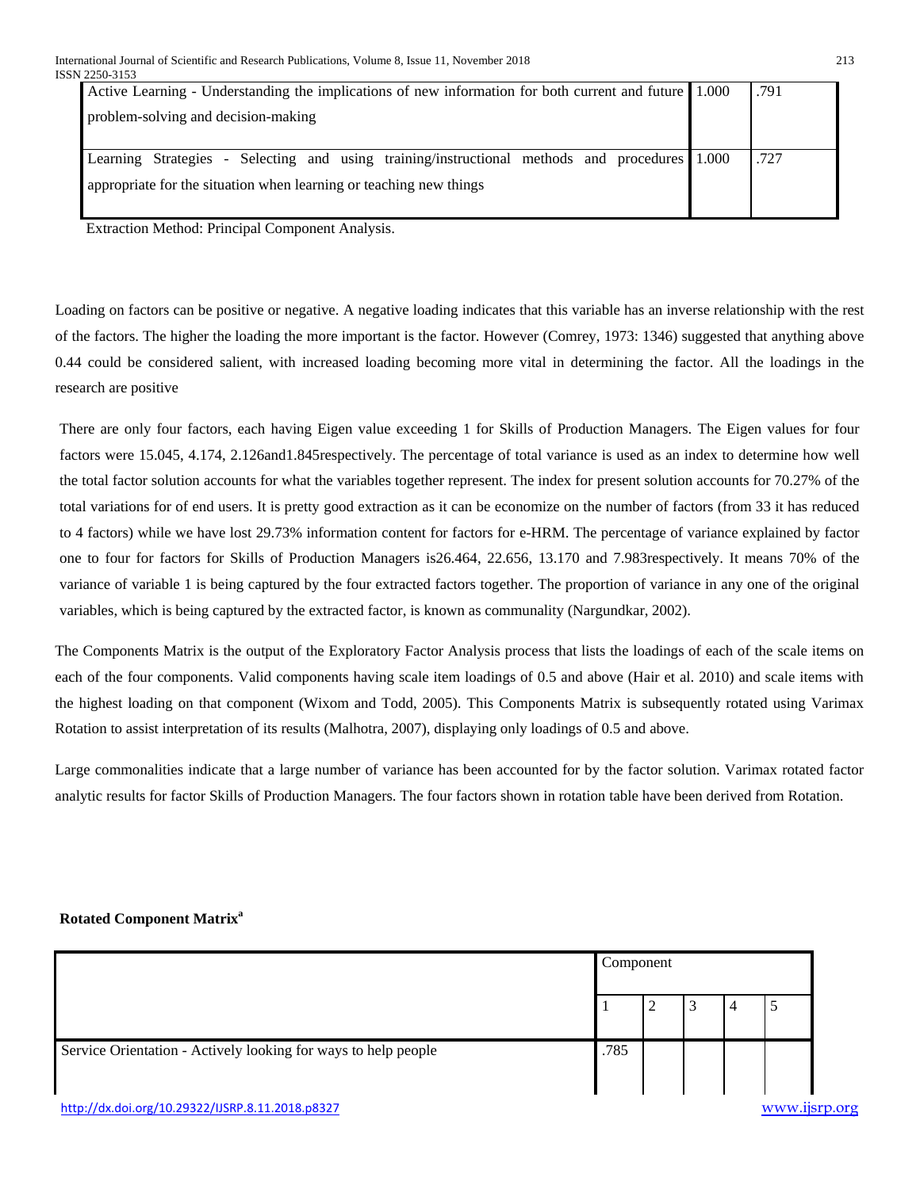| | | |
|---|---|---|
| Active Learning - Understanding the implications of new information for both current and future problem-solving and decision-making | 1.000 | .791 |
| Learning Strategies - Selecting and using training/instructional methods and procedures appropriate for the situation when learning or teaching new things | 1.000 | .727 |

Extraction Method: Principal Component Analysis.

Loading on factors can be positive or negative. A negative loading indicates that this variable has an inverse relationship with the rest of the factors. The higher the loading the more important is the factor. However (Comrey, 1973: 1346) suggested that anything above 0.44 could be considered salient, with increased loading becoming more vital in determining the factor. All the loadings in the research are positive

There are only four factors, each having Eigen value exceeding 1 for Skills of Production Managers. The Eigen values for four factors were 15.045, 4.174, 2.126and1.845respectively. The percentage of total variance is used as an index to determine how well the total factor solution accounts for what the variables together represent. The index for present solution accounts for 70.27% of the total variations for of end users. It is pretty good extraction as it can be economize on the number of factors (from 33 it has reduced to 4 factors) while we have lost 29.73% information content for factors for e-HRM. The percentage of variance explained by factor one to four for factors for Skills of Production Managers is26.464, 22.656, 13.170 and 7.983respectively. It means 70% of the variance of variable 1 is being captured by the four extracted factors together. The proportion of variance in any one of the original variables, which is being captured by the extracted factor, is known as communality (Nargundkar, 2002).

The Components Matrix is the output of the Exploratory Factor Analysis process that lists the loadings of each of the scale items on each of the four components. Valid components having scale item loadings of 0.5 and above (Hair et al. 2010) and scale items with the highest loading on that component (Wixom and Todd, 2005). This Components Matrix is subsequently rotated using Varimax Rotation to assist interpretation of its results (Malhotra, 2007), displaying only loadings of 0.5 and above.

Large commonalities indicate that a large number of variance has been accounted for by the factor solution. Varimax rotated factor analytic results for factor Skills of Production Managers. The four factors shown in rotation table have been derived from Rotation.

**Rotated Component Matrix[a]**

| | Component | | | | |
|---|---|---|---|---|---|
| | 1 | 2 | 3 | 4 | 5 |
| Service Orientation - Actively looking for ways to help people | .785 | | | | |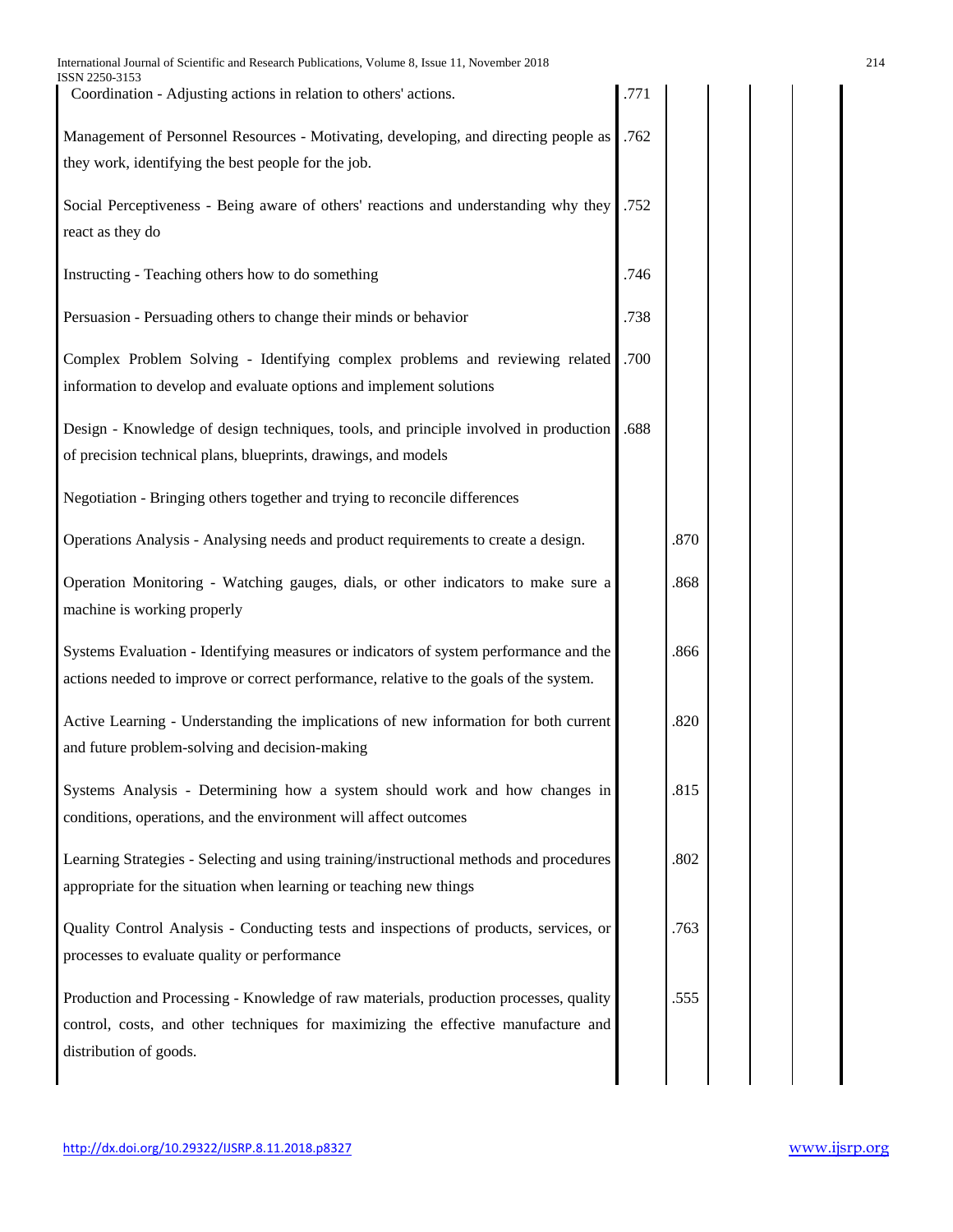| | | | | | |
|---|---|---|---|---|---|
| Coordination - Adjusting actions in relation to others' actions. | .771 | | | | |
| Management of Personnel Resources - Motivating, developing, and directing people as they work, identifying the best people for the job. | .762 | | | | |
| Social Perceptiveness - Being aware of others' reactions and understanding why they react as they do | .752 | | | | |
| Instructing - Teaching others how to do something | .746 | | | | |
| Persuasion - Persuading others to change their minds or behavior | .738 | | | | |
| Complex Problem Solving - Identifying complex problems and reviewing related information to develop and evaluate options and implement solutions | .700 | | | | |
| Design - Knowledge of design techniques, tools, and principle involved in production of precision technical plans, blueprints, drawings, and models | .688 | | | | |
| Negotiation - Bringing others together and trying to reconcile differences | | | | | |
| Operations Analysis - Analysing needs and product requirements to create a design. | | .870 | | | |
| Operation Monitoring - Watching gauges, dials, or other indicators to make sure a machine is working properly | | .868 | | | |
| Systems Evaluation - Identifying measures or indicators of system performance and the actions needed to improve or correct performance, relative to the goals of the system. | | .866 | | | |
| Active Learning - Understanding the implications of new information for both current and future problem-solving and decision-making | | .820 | | | |
| Systems Analysis - Determining how a system should work and how changes in conditions, operations, and the environment will affect outcomes | | .815 | | | |
| Learning Strategies - Selecting and using training/instructional methods and procedures appropriate for the situation when learning or teaching new things | | .802 | | | |
| Quality Control Analysis - Conducting tests and inspections of products, services, or processes to evaluate quality or performance | | .763 | | | |
| Production and Processing - Knowledge of raw materials, production processes, quality control, costs, and other techniques for maximizing the effective manufacture and distribution of goods. | | .555 | | | |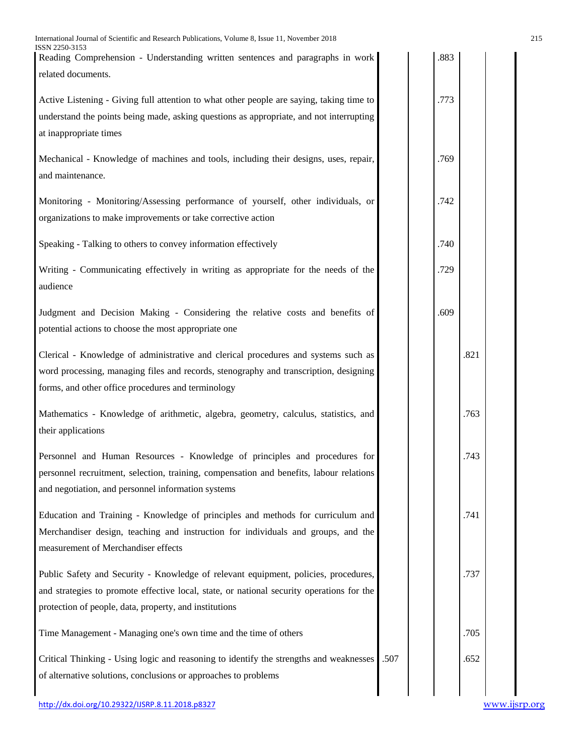| | | | | | |
|---|---|---|---|---|---|
| Reading Comprehension - Understanding written sentences and paragraphs in work related documents. | | | .883 | | |
| Active Listening - Giving full attention to what other people are saying, taking time to understand the points being made, asking questions as appropriate, and not interrupting at inappropriate times | | | .773 | | |
| Mechanical - Knowledge of machines and tools, including their designs, uses, repair, and maintenance. | | | .769 | | |
| Monitoring - Monitoring/Assessing performance of yourself, other individuals, or organizations to make improvements or take corrective action | | | .742 | | |
| Speaking - Talking to others to convey information effectively | | | .740 | | |
| Writing - Communicating effectively in writing as appropriate for the needs of the audience | | | .729 | | |
| Judgment and Decision Making - Considering the relative costs and benefits of potential actions to choose the most appropriate one | | | .609 | | |
| Clerical - Knowledge of administrative and clerical procedures and systems such as word processing, managing files and records, stenography and transcription, designing forms, and other office procedures and terminology | | | | .821 | |
| Mathematics - Knowledge of arithmetic, algebra, geometry, calculus, statistics, and their applications | | | | .763 | |
| Personnel and Human Resources - Knowledge of principles and procedures for personnel recruitment, selection, training, compensation and benefits, labour relations and negotiation, and personnel information systems | | | | .743 | |
| Education and Training - Knowledge of principles and methods for curriculum and Merchandiser design, teaching and instruction for individuals and groups, and the measurement of Merchandiser effects | | | | .741 | |
| Public Safety and Security - Knowledge of relevant equipment, policies, procedures, and strategies to promote effective local, state, or national security operations for the protection of people, data, property, and institutions | | | | .737 | |
| Time Management - Managing one's own time and the time of others | | | | .705 | |
| Critical Thinking - Using logic and reasoning to identify the strengths and weaknesses of alternative solutions, conclusions or approaches to problems | .507 | | | .652 | |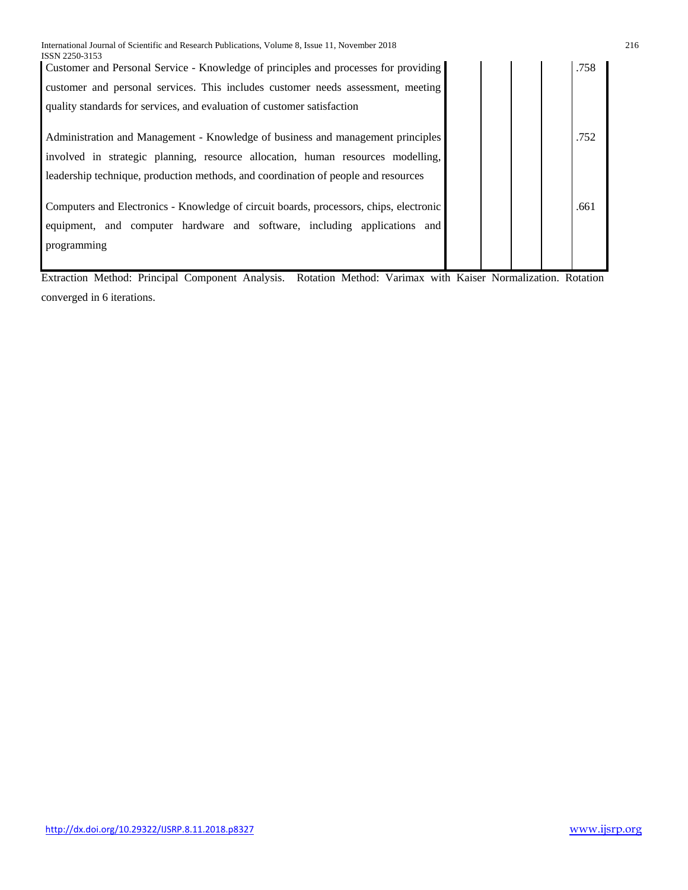| | | | | | |
|---|---|---|---|---|---|
| Customer and Personal Service - Knowledge of principles and processes for providing customer and personal services. This includes customer needs assessment, meeting quality standards for services, and evaluation of customer satisfaction | | | | | .758 |
| Administration and Management - Knowledge of business and management principles involved in strategic planning, resource allocation, human resources modelling, leadership technique, production methods, and coordination of people and resources | | | | | .752 |
| Computers and Electronics - Knowledge of circuit boards, processors, chips, electronic equipment, and computer hardware and software, including applications and programming | | | | | .661 |

Extraction Method: Principal Component Analysis. Rotation Method: Varimax with Kaiser Normalization. Rotation converged in 6 iterations.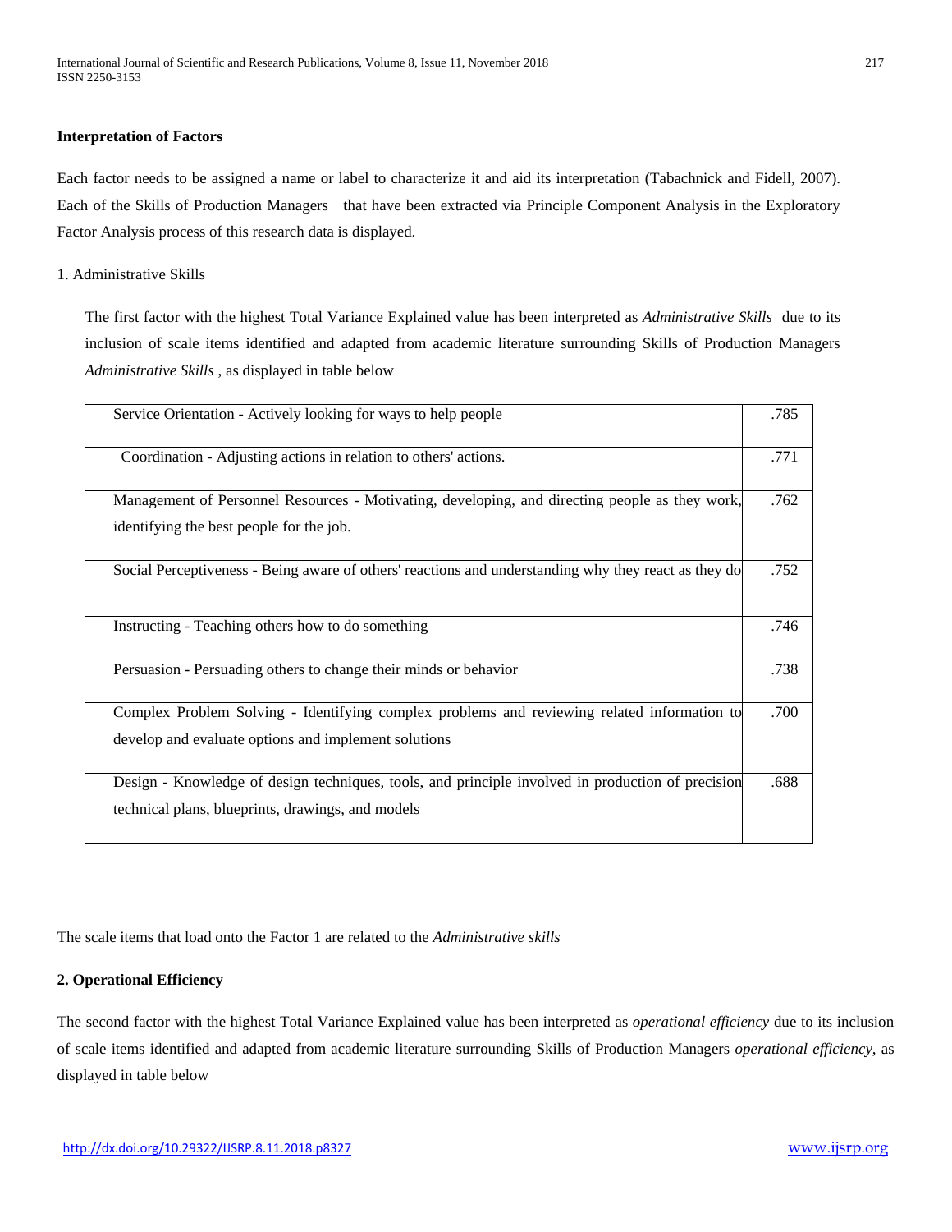**Interpretation of Factors**

Each factor needs to be assigned a name or label to characterize it and aid its interpretation (Tabachnick and Fidell, 2007). Each of the Skills of Production Managers that have been extracted via Principle Component Analysis in the Exploratory Factor Analysis process of this research data is displayed.

1. Administrative Skills

The first factor with the highest Total Variance Explained value has been interpreted as *Administrative Skills* due to its inclusion of scale items identified and adapted from academic literature surrounding Skills of Production Managers *Administrative Skills* , as displayed in table below

| | |
|---|---|
| Service Orientation - Actively looking for ways to help people | .785 |
| Coordination - Adjusting actions in relation to others' actions. | .771 |
| Management of Personnel Resources - Motivating, developing, and directing people as they work, identifying the best people for the job. | .762 |
| Social Perceptiveness - Being aware of others' reactions and understanding why they react as they do | .752 |
| Instructing - Teaching others how to do something | .746 |
| Persuasion - Persuading others to change their minds or behavior | .738 |
| Complex Problem Solving - Identifying complex problems and reviewing related information to develop and evaluate options and implement solutions | .700 |
| Design - Knowledge of design techniques, tools, and principle involved in production of precision technical plans, blueprints, drawings, and models | .688 |

The scale items that load onto the Factor 1 are related to the *Administrative skills*

**2. Operational Efficiency**

The second factor with the highest Total Variance Explained value has been interpreted as *operational efficiency* due to its inclusion of scale items identified and adapted from academic literature surrounding Skills of Production Managers *operational efficiency*, as displayed in table below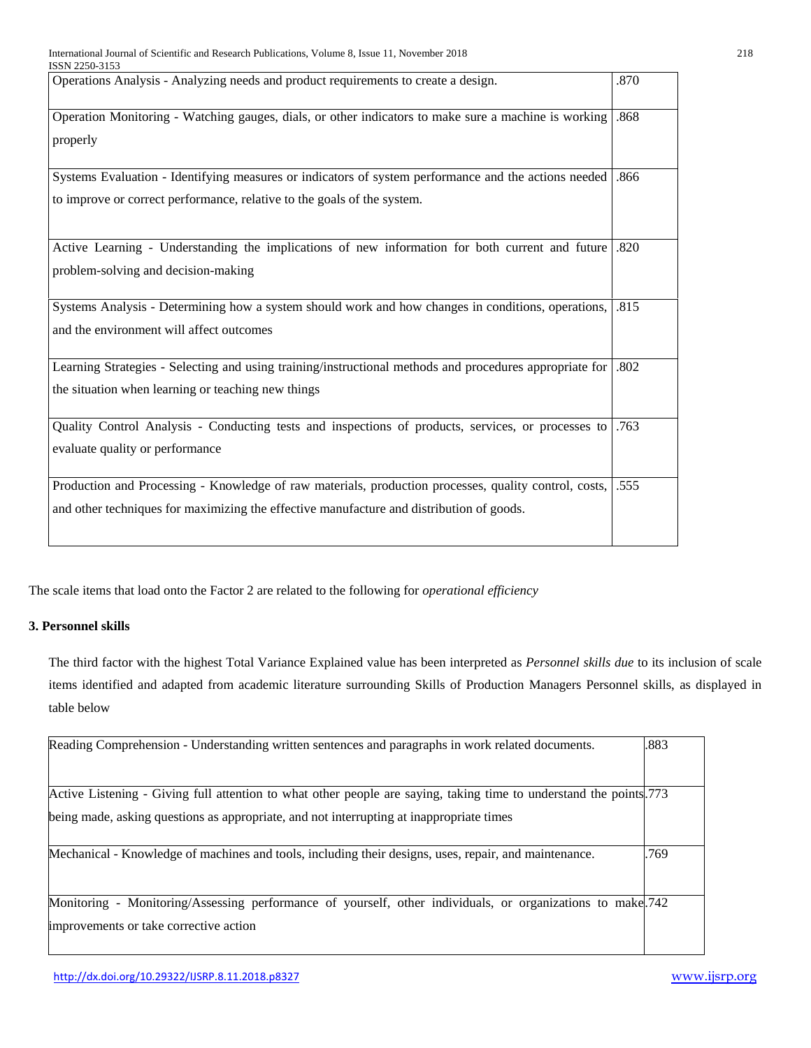| | |
|---|---|
| Operations Analysis - Analyzing needs and product requirements to create a design. | .870 |
| Operation Monitoring - Watching gauges, dials, or other indicators to make sure a machine is working properly | .868 |
| Systems Evaluation - Identifying measures or indicators of system performance and the actions needed to improve or correct performance, relative to the goals of the system. | .866 |
| Active Learning - Understanding the implications of new information for both current and future problem-solving and decision-making | .820 |
| Systems Analysis - Determining how a system should work and how changes in conditions, operations, and the environment will affect outcomes | .815 |
| Learning Strategies - Selecting and using training/instructional methods and procedures appropriate for the situation when learning or teaching new things | .802 |
| Quality Control Analysis - Conducting tests and inspections of products, services, or processes to evaluate quality or performance | .763 |
| Production and Processing - Knowledge of raw materials, production processes, quality control, costs, and other techniques for maximizing the effective manufacture and distribution of goods. | .555 |

The scale items that load onto the Factor 2 are related to the following for *operational efficiency*

**3. Personnel skills**

The third factor with the highest Total Variance Explained value has been interpreted as *Personnel skills due* to its inclusion of scale items identified and adapted from academic literature surrounding Skills of Production Managers Personnel skills, as displayed in table below

| | |
|---|---|
| Reading Comprehension - Understanding written sentences and paragraphs in work related documents. | .883 |
| Active Listening - Giving full attention to what other people are saying, taking time to understand the points being made, asking questions as appropriate, and not interrupting at inappropriate times | .773 |
| Mechanical - Knowledge of machines and tools, including their designs, uses, repair, and maintenance. | .769 |
| Monitoring - Monitoring/Assessing performance of yourself, other individuals, or organizations to make improvements or take corrective action | .742 |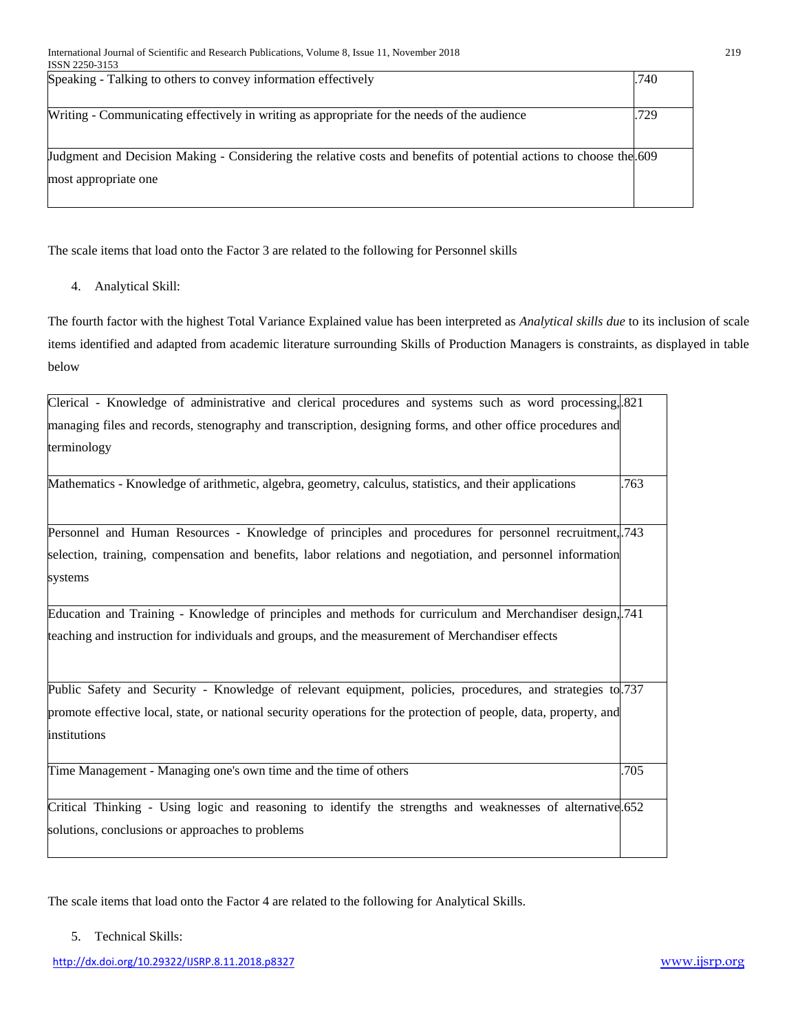| | |
|---|---|
| Speaking - Talking to others to convey information effectively | .740 |
| Writing - Communicating effectively in writing as appropriate for the needs of the audience | .729 |
| Judgment and Decision Making - Considering the relative costs and benefits of potential actions to choose the most appropriate one | .609 |

The scale items that load onto the Factor 3 are related to the following for Personnel skills

4. Analytical Skill:

The fourth factor with the highest Total Variance Explained value has been interpreted as *Analytical skills due* to its inclusion of scale items identified and adapted from academic literature surrounding Skills of Production Managers is constraints, as displayed in table below

| | |
|---|---|
| Clerical - Knowledge of administrative and clerical procedures and systems such as word processing, managing files and records, stenography and transcription, designing forms, and other office procedures and terminology | .821 |
| Mathematics - Knowledge of arithmetic, algebra, geometry, calculus, statistics, and their applications | .763 |
| Personnel and Human Resources - Knowledge of principles and procedures for personnel recruitment, selection, training, compensation and benefits, labor relations and negotiation, and personnel information systems | .743 |
| Education and Training - Knowledge of principles and methods for curriculum and Merchandiser design, teaching and instruction for individuals and groups, and the measurement of Merchandiser effects | .741 |
| Public Safety and Security - Knowledge of relevant equipment, policies, procedures, and strategies to promote effective local, state, or national security operations for the protection of people, data, property, and institutions | .737 |
| Time Management - Managing one's own time and the time of others | .705 |
| Critical Thinking - Using logic and reasoning to identify the strengths and weaknesses of alternative solutions, conclusions or approaches to problems | .652 |

The scale items that load onto the Factor 4 are related to the following for Analytical Skills.

5. Technical Skills: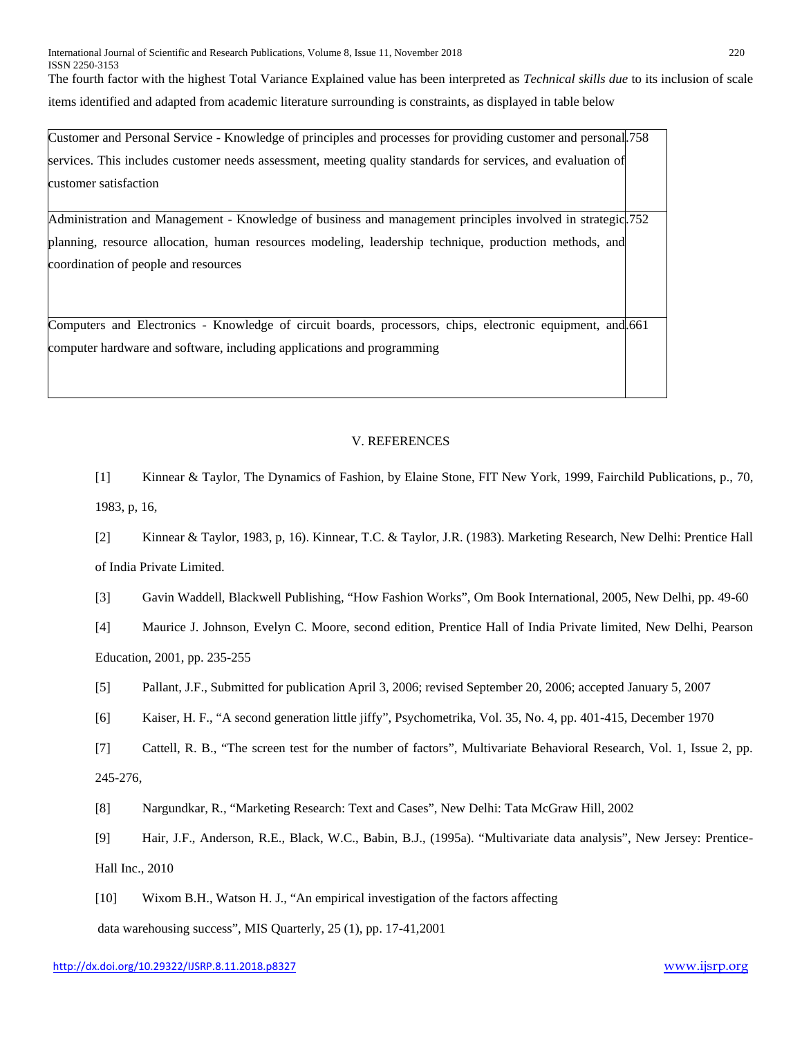The fourth factor with the highest Total Variance Explained value has been interpreted as *Technical skills due* to its inclusion of scale items identified and adapted from academic literature surrounding is constraints, as displayed in table below

| | |
|---|---|
| Customer and Personal Service - Knowledge of principles and processes for providing customer and personal services. This includes customer needs assessment, meeting quality standards for services, and evaluation of customer satisfaction | .758 |
| Administration and Management - Knowledge of business and management principles involved in strategic planning, resource allocation, human resources modeling, leadership technique, production methods, and coordination of people and resources | .752 |
| Computers and Electronics - Knowledge of circuit boards, processors, chips, electronic equipment, and computer hardware and software, including applications and programming | .661 |

## V. REFERENCES

[1] Kinnear & Taylor, The Dynamics of Fashion, by Elaine Stone, FIT New York, 1999, Fairchild Publications, p., 70, 1983, p, 16,

[2] Kinnear & Taylor, 1983, p, 16). Kinnear, T.C. & Taylor, J.R. (1983). Marketing Research, New Delhi: Prentice Hall of India Private Limited.

[3] Gavin Waddell, Blackwell Publishing, "How Fashion Works", Om Book International, 2005, New Delhi, pp. 49-60

[4] Maurice J. Johnson, Evelyn C. Moore, second edition, Prentice Hall of India Private limited, New Delhi, Pearson Education, 2001, pp. 235-255

[5] Pallant, J.F., Submitted for publication April 3, 2006; revised September 20, 2006; accepted January 5, 2007

[6] Kaiser, H. F., "A second generation little jiffy", Psychometrika, Vol. 35, No. 4, pp. 401-415, December 1970

[7] Cattell, R. B., "The screen test for the number of factors", Multivariate Behavioral Research, Vol. 1, Issue 2, pp. 245-276,

[8] Nargundkar, R., "Marketing Research: Text and Cases", New Delhi: Tata McGraw Hill, 2002

[9] Hair, J.F., Anderson, R.E., Black, W.C., Babin, B.J., (1995a). "Multivariate data analysis", New Jersey: Prentice-Hall Inc., 2010

[10] Wixom B.H., Watson H. J., "An empirical investigation of the factors affecting data warehousing success", MIS Quarterly, 25 (1), pp. 17-41,2001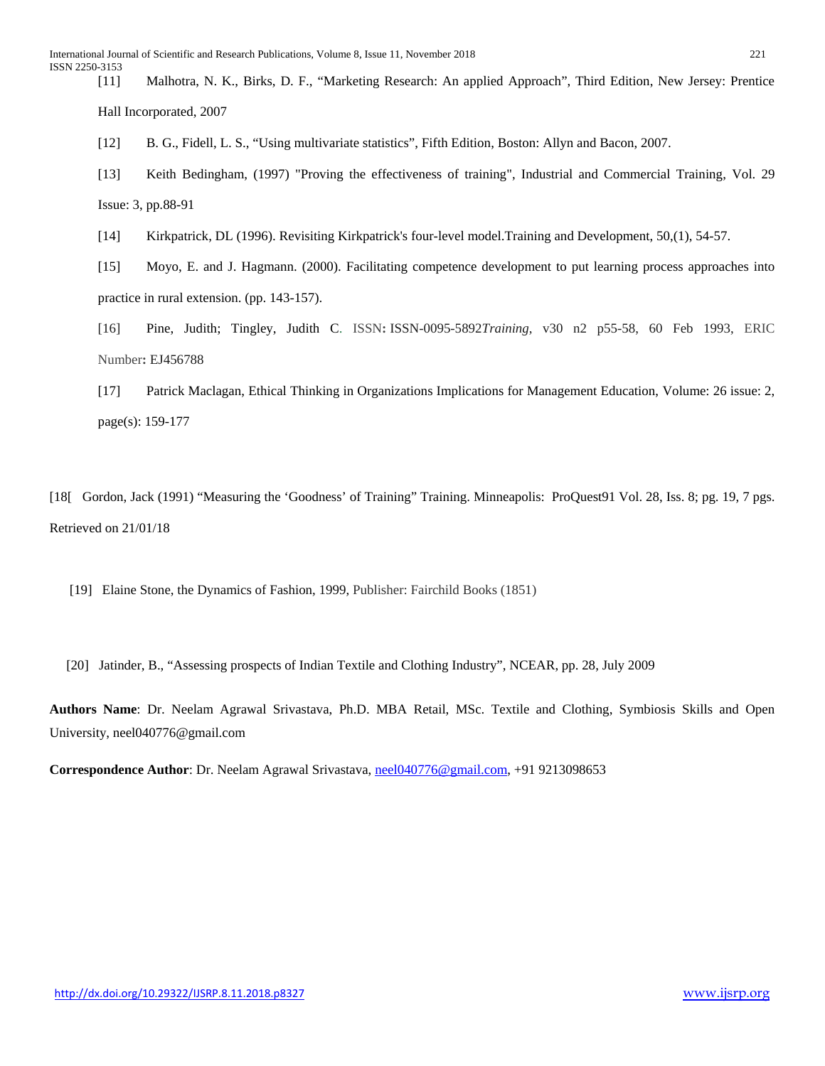[11] Malhotra, N. K., Birks, D. F., "Marketing Research: An applied Approach", Third Edition, New Jersey: Prentice Hall Incorporated, 2007

[12] B. G., Fidell, L. S., "Using multivariate statistics", Fifth Edition, Boston: Allyn and Bacon, 2007.

[13] Keith Bedingham, (1997) "Proving the effectiveness of training", Industrial and Commercial Training, Vol. 29 Issue: 3, pp.88-91

[14] Kirkpatrick, DL (1996). Revisiting Kirkpatrick's four-level model.Training and Development, 50,(1), 54-57.

[15] Moyo, E. and J. Hagmann. (2000). Facilitating competence development to put learning process approaches into practice in rural extension. (pp. 143-157).

[16] Pine, Judith; Tingley, Judith C. ISSN: ISSN-0095-5892*Training*, v30 n2 p55-58, 60 Feb 1993, ERIC Number: EJ456788

[17] Patrick Maclagan, Ethical Thinking in Organizations Implications for Management Education, Volume: 26 issue: 2, page(s): 159-177

[18[ Gordon, Jack (1991) "Measuring the 'Goodness' of Training" Training. Minneapolis: ProQuest91 Vol. 28, Iss. 8; pg. 19, 7 pgs. Retrieved on 21/01/18

[19] Elaine Stone, the Dynamics of Fashion, 1999, Publisher: Fairchild Books (1851)

[20] Jatinder, B., "Assessing prospects of Indian Textile and Clothing Industry", NCEAR, pp. 28, July 2009

**Authors Name**: Dr. Neelam Agrawal Srivastava, Ph.D. MBA Retail, MSc. Textile and Clothing, Symbiosis Skills and Open University, neel040776@gmail.com

**Correspondence Author**: Dr. Neelam Agrawal Srivastava, neel040776@gmail.com, +91 9213098653